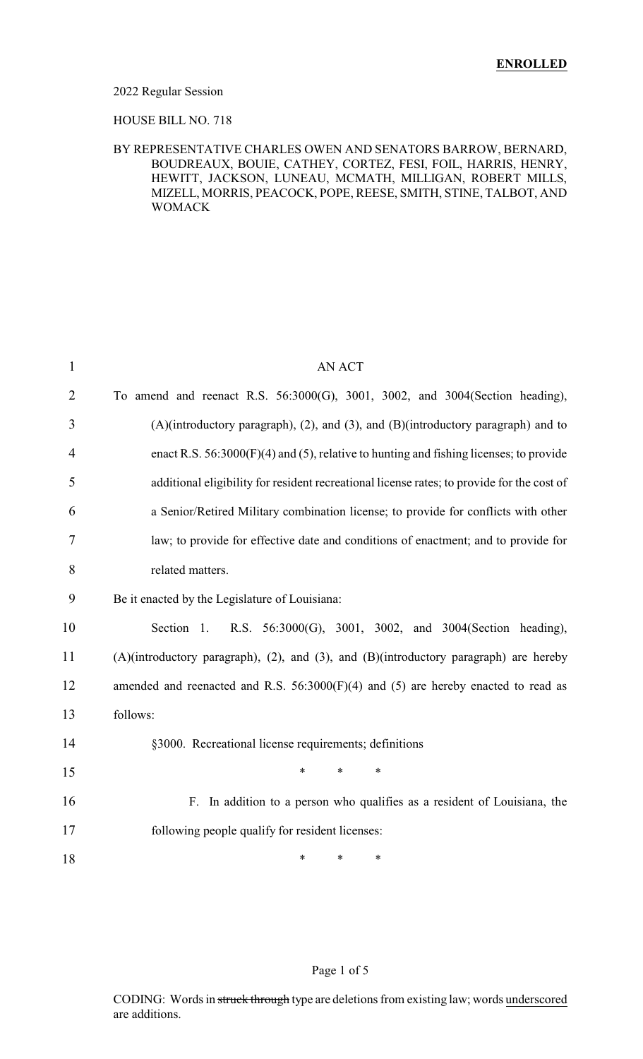**ENROLLED**

2022 Regular Session

HOUSE BILL NO. 718

BY REPRESENTATIVE CHARLES OWEN AND SENATORS BARROW, BERNARD, BOUDREAUX, BOUIE, CATHEY, CORTEZ, FESI, FOIL, HARRIS, HENRY, HEWITT, JACKSON, LUNEAU, MCMATH, MILLIGAN, ROBERT MILLS, MIZELL, MORRIS, PEACOCK, POPE, REESE, SMITH, STINE, TALBOT, AND WOMACK

AN ACT

To amend and reenact R.S. 56:3000(G), 3001, 3002, and 3004(Section heading), (A)(introductory paragraph), (2), and (3), and (B)(introductory paragraph) and to enact R.S. 56:3000(F)(4) and (5), relative to hunting and fishing licenses; to provide additional eligibility for resident recreational license rates; to provide for the cost of a Senior/Retired Military combination license; to provide for conflicts with other law; to provide for effective date and conditions of enactment; and to provide for related matters.

Be it enacted by the Legislature of Louisiana:

Section 1. R.S. 56:3000(G), 3001, 3002, and 3004(Section heading), (A)(introductory paragraph), (2), and (3), and (B)(introductory paragraph) are hereby amended and reenacted and R.S. 56:3000(F)(4) and (5) are hereby enacted to read as follows:

§3000. Recreational license requirements; definitions

\* \* \*

F. In addition to a person who qualifies as a resident of Louisiana, the following people qualify for resident licenses:

\* \* \*

CODING: Words in ~~struck through~~ type are deletions from existing law; words underscored are additions.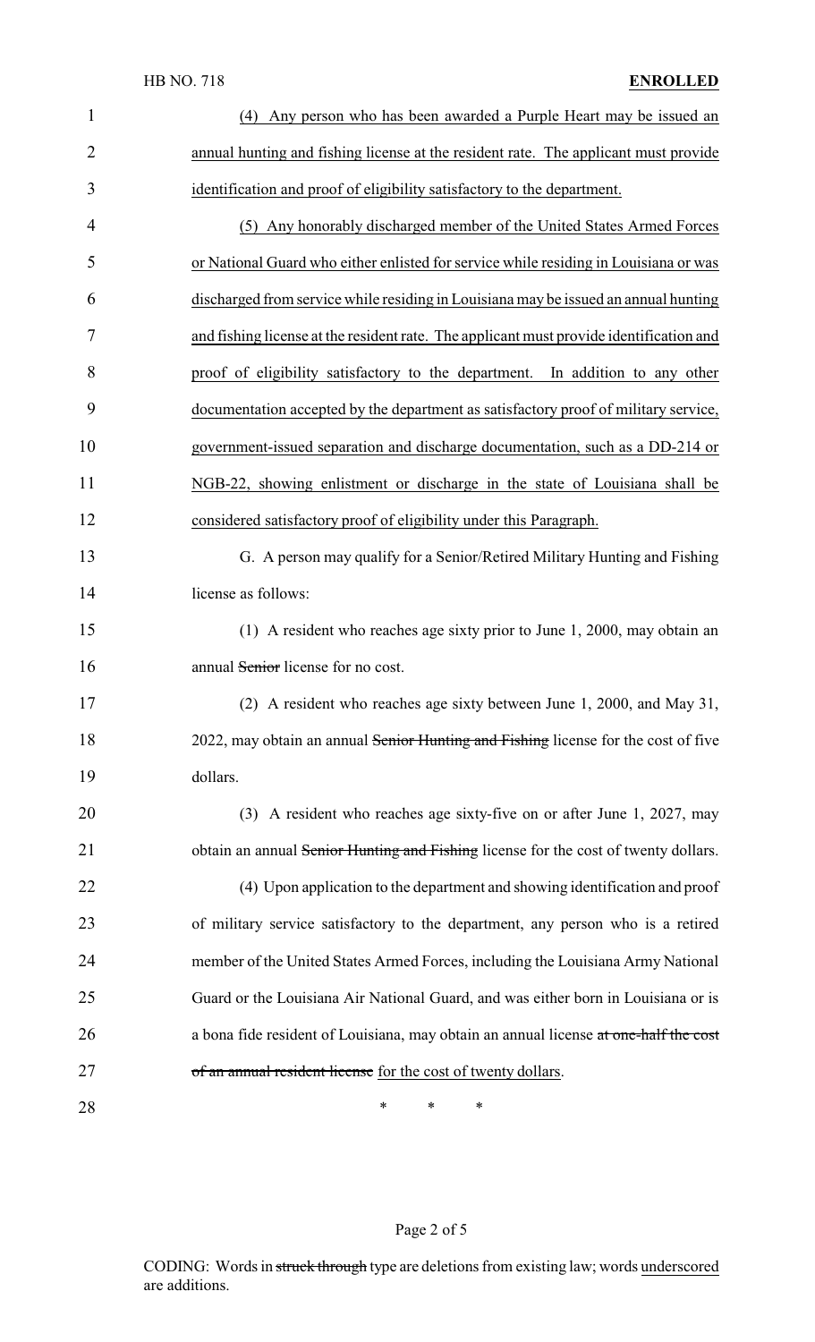(4) Any person who has been awarded a Purple Heart may be issued an annual hunting and fishing license at the resident rate. The applicant must provide identification and proof of eligibility satisfactory to the department.

(5) Any honorably discharged member of the United States Armed Forces or National Guard who either enlisted for service while residing in Louisiana or was discharged from service while residing in Louisiana may be issued an annual hunting and fishing license at the resident rate. The applicant must provide identification and proof of eligibility satisfactory to the department. In addition to any other documentation accepted by the department as satisfactory proof of military service, government-issued separation and discharge documentation, such as a DD-214 or NGB-22, showing enlistment or discharge in the state of Louisiana shall be considered satisfactory proof of eligibility under this Paragraph.

G. A person may qualify for a Senior/Retired Military Hunting and Fishing license as follows:

(1) A resident who reaches age sixty prior to June 1, 2000, may obtain an annual ~~Senior~~ license for no cost.

(2) A resident who reaches age sixty between June 1, 2000, and May 31, 2022, may obtain an annual ~~Senior Hunting and Fishing~~ license for the cost of five dollars.

(3) A resident who reaches age sixty-five on or after June 1, 2027, may obtain an annual ~~Senior Hunting and Fishing~~ license for the cost of twenty dollars.

(4) Upon application to the department and showing identification and proof of military service satisfactory to the department, any person who is a retired member of the United States Armed Forces, including the Louisiana Army National Guard or the Louisiana Air National Guard, and was either born in Louisiana or is a bona fide resident of Louisiana, may obtain an annual license ~~at one-half the cost of an annual resident license~~ for the cost of twenty dollars.

\* \* \*

CODING: Words in ~~struck through~~ type are deletions from existing law; words underscored are additions.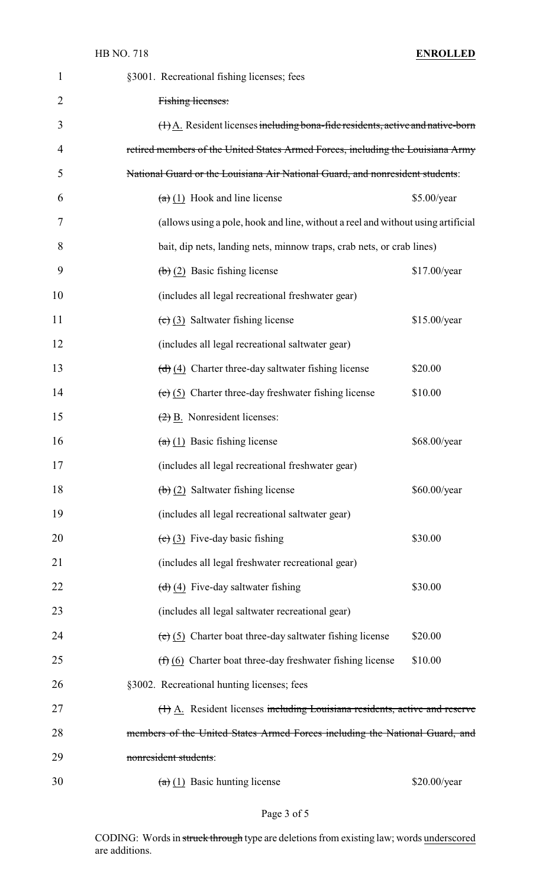§3001. Recreational fishing licenses; fees

~~Fishing licenses:~~

~~(1)~~ A. Resident licenses ~~including bona-fide residents, active and native-born retired members of the United States Armed Forces, including the Louisiana Army National Guard or the Louisiana Air National Guard, and nonresident students~~:

~~(a)~~ (1) Hook and line license — $5.00/year

(allows using a pole, hook and line, without a reel and without using artificial bait, dip nets, landing nets, minnow traps, crab nets, or crab lines)

~~(b)~~ (2) Basic fishing license — $17.00/year

(includes all legal recreational freshwater gear)

~~(c)~~ (3) Saltwater fishing license — $15.00/year

(includes all legal recreational saltwater gear)

~~(d)~~ (4) Charter three-day saltwater fishing license — $20.00

~~(e)~~ (5) Charter three-day freshwater fishing license — $10.00

~~(2)~~ B. Nonresident licenses:

~~(a)~~ (1) Basic fishing license — $68.00/year

(includes all legal recreational freshwater gear)

~~(b)~~ (2) Saltwater fishing license — $60.00/year

(includes all legal recreational saltwater gear)

~~(c)~~ (3) Five-day basic fishing — $30.00

(includes all legal freshwater recreational gear)

~~(d)~~ (4) Five-day saltwater fishing — $30.00

(includes all legal saltwater recreational gear)

~~(e)~~ (5) Charter boat three-day saltwater fishing license — $20.00

~~(f)~~ (6) Charter boat three-day freshwater fishing license — $10.00

§3002. Recreational hunting licenses; fees

~~(1)~~ A. Resident licenses ~~including Louisiana residents, active and reserve members of the United States Armed Forces including the National Guard, and nonresident students~~:

~~(a)~~ (1) Basic hunting license — $20.00/year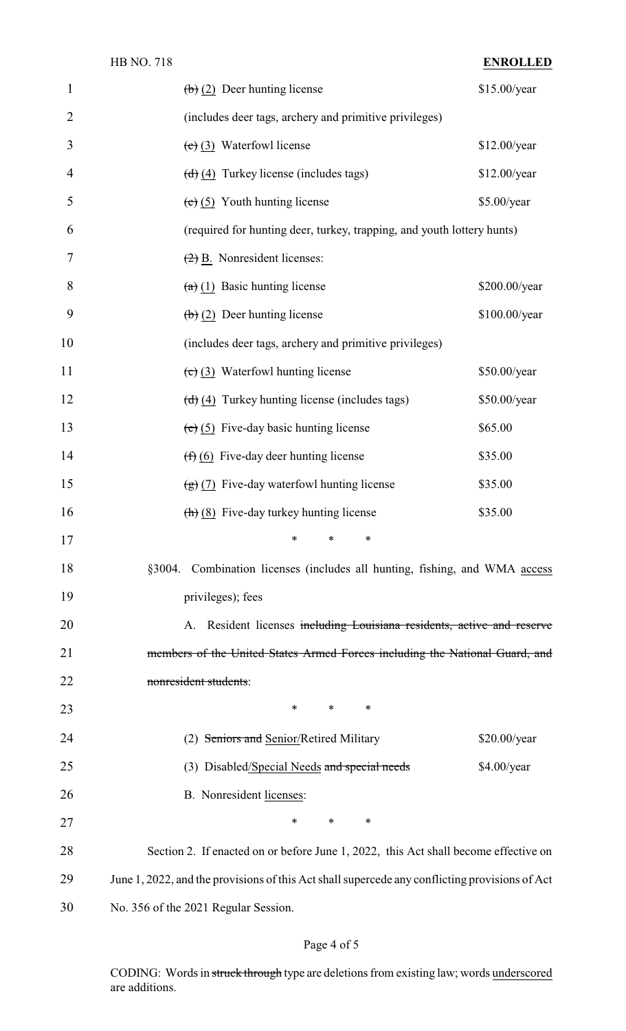~~(b)~~ (2) Deer hunting license $15.00/year

(includes deer tags, archery and primitive privileges)

~~(c)~~ (3) Waterfowl license $12.00/year

~~(d)~~ (4) Turkey license (includes tags) $12.00/year

~~(e)~~ (5) Youth hunting license $5.00/year

(required for hunting deer, turkey, trapping, and youth lottery hunts)

~~(2)~~ B. Nonresident licenses:

~~(a)~~ (1) Basic hunting license $200.00/year

~~(b)~~ (2) Deer hunting license $100.00/year

(includes deer tags, archery and primitive privileges)

~~(c)~~ (3) Waterfowl hunting license $50.00/year

~~(d)~~ (4) Turkey hunting license (includes tags) $50.00/year

~~(e)~~ (5) Five-day basic hunting license $65.00

~~(f)~~ (6) Five-day deer hunting license $35.00

~~(g)~~ (7) Five-day waterfowl hunting license $35.00

~~(h)~~ (8) Five-day turkey hunting license $35.00

\* \* \*

§3004. Combination licenses (includes all hunting, fishing, and WMA <u>access</u> privileges); fees

A. Resident licenses ~~including Louisiana residents, active and reserve members of the United States Armed Forces including the National Guard, and nonresident students~~:

\* \* \*

(2) ~~Seniors and~~ <u>Senior</u>/Retired Military $20.00/year

(3) Disabled<u>/Special Needs</u> ~~and special needs~~ $4.00/year

B. Nonresident <u>licenses</u>:

\* \* \*

Section 2. If enacted on or before June 1, 2022, this Act shall become effective on June 1, 2022, and the provisions of this Act shall supercede any conflicting provisions of Act No. 356 of the 2021 Regular Session.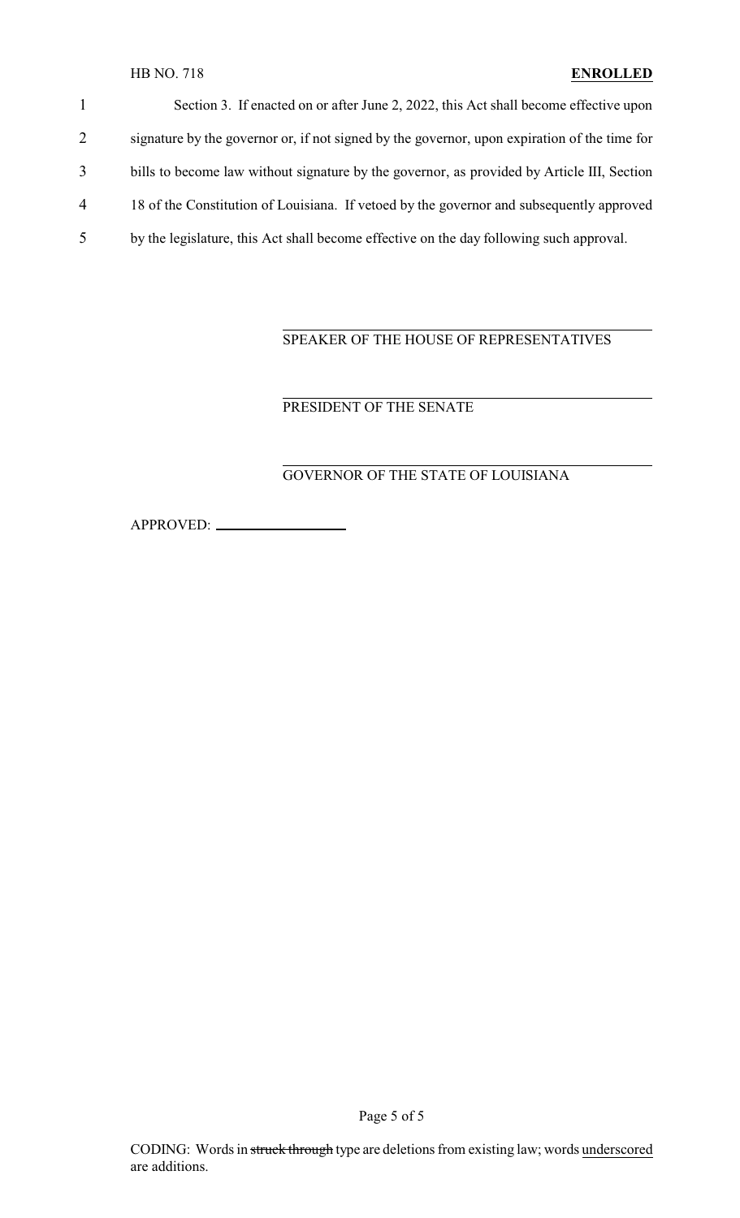Section 3. If enacted on or after June 2, 2022, this Act shall become effective upon signature by the governor or, if not signed by the governor, upon expiration of the time for bills to become law without signature by the governor, as provided by Article III, Section 18 of the Constitution of Louisiana. If vetoed by the governor and subsequently approved by the legislature, this Act shall become effective on the day following such approval.

SPEAKER OF THE HOUSE OF REPRESENTATIVES

PRESIDENT OF THE SENATE

GOVERNOR OF THE STATE OF LOUISIANA

APPROVED: \_\_\_\_\_\_\_\_\_\_\_\_\_\_\_\_\_\_

CODING: Words in ~~struck through~~ type are deletions from existing law; words <u>underscored</u> are additions.